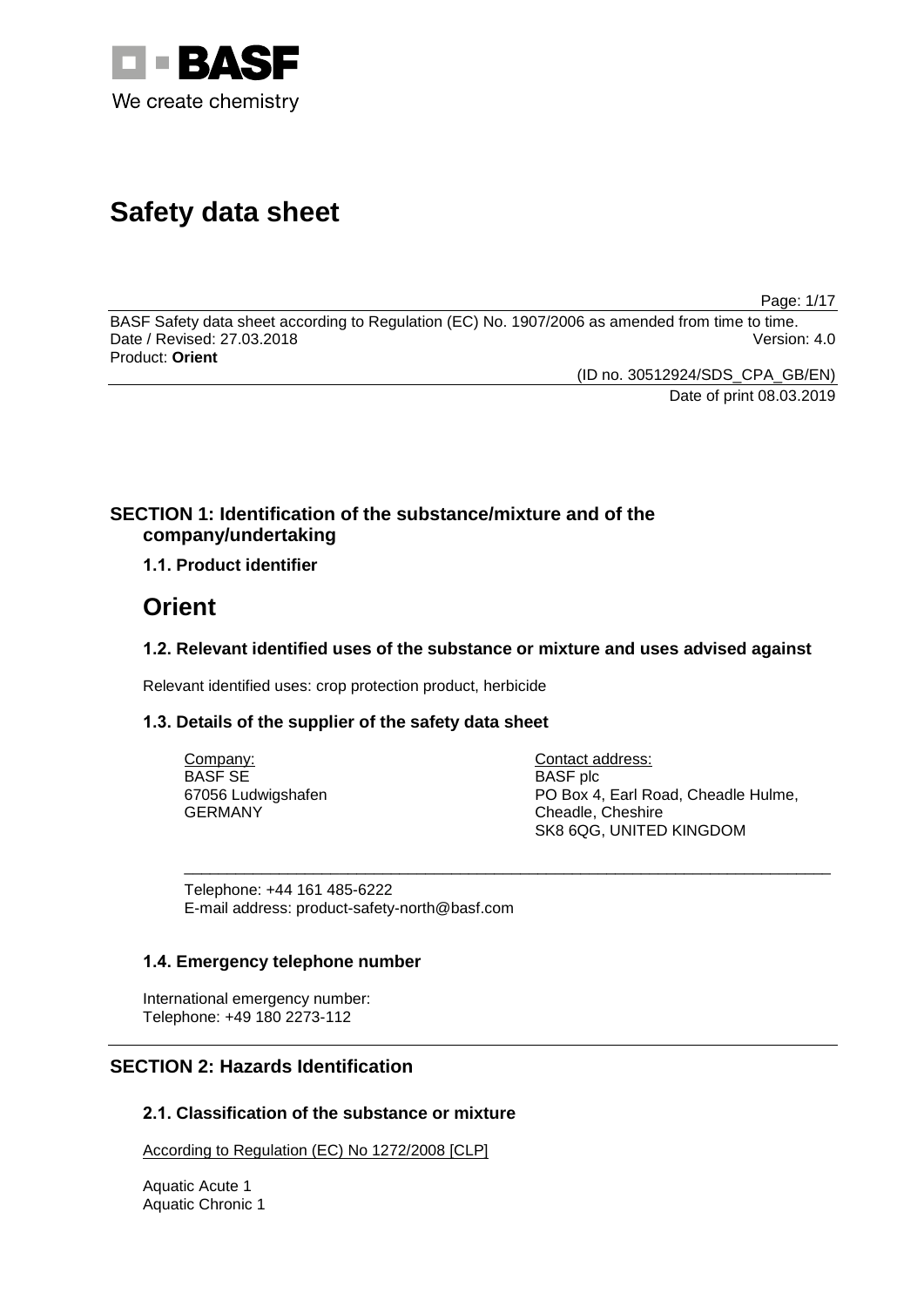BASF
We create chemistry

# Safety data sheet

BASF Safety data sheet according to Regulation (EC) No. 1907/2006 as amended from time to time.
Date / Revised: 27.03.2018
Version: 4.0
Product: **Orient**

(ID no. 30512924/SDS_CPA_GB/EN)
Date of print 08.03.2019

## SECTION 1: Identification of the substance/mixture and of the company/undertaking

### 1.1. Product identifier

# Orient

### 1.2. Relevant identified uses of the substance or mixture and uses advised against

Relevant identified uses: crop protection product, herbicide

### 1.3. Details of the supplier of the safety data sheet

Company:
BASF SE
67056 Ludwigshafen
GERMANY

Contact address:
BASF plc
PO Box 4, Earl Road, Cheadle Hulme,
Cheadle, Cheshire
SK8 6QG, UNITED KINGDOM

Telephone: +44 161 485-6222
E-mail address: product-safety-north@basf.com

### 1.4. Emergency telephone number

International emergency number:
Telephone: +49 180 2273-112

## SECTION 2: Hazards Identification

### 2.1. Classification of the substance or mixture

According to Regulation (EC) No 1272/2008 [CLP]

Aquatic Acute 1
Aquatic Chronic 1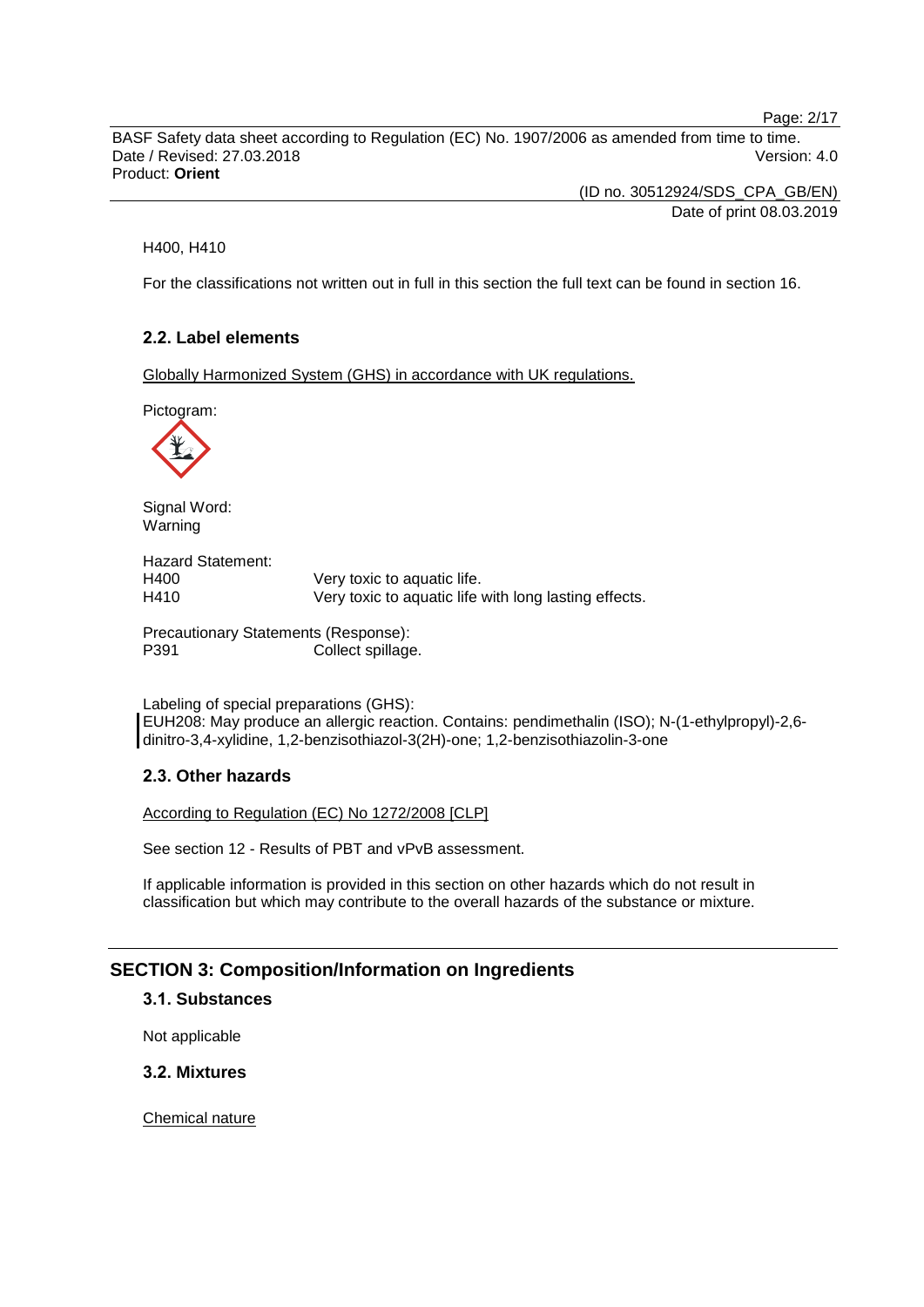H400, H410

For the classifications not written out in full in this section the full text can be found in section 16.

### 2.2. Label elements

Globally Harmonized System (GHS) in accordance with UK regulations.

Pictogram:

Signal Word:
Warning

Hazard Statement:

| | |
|---|---|
| H400 | Very toxic to aquatic life. |
| H410 | Very toxic to aquatic life with long lasting effects. |

Precautionary Statements (Response):

| | |
|---|---|
| P391 | Collect spillage. |

Labeling of special preparations (GHS):
EUH208: May produce an allergic reaction. Contains: pendimethalin (ISO); N-(1-ethylpropyl)-2,6-dinitro-3,4-xylidine, 1,2-benzisothiazol-3(2H)-one; 1,2-benzisothiazolin-3-one

### 2.3. Other hazards

According to Regulation (EC) No 1272/2008 [CLP]

See section 12 - Results of PBT and vPvB assessment.

If applicable information is provided in this section on other hazards which do not result in classification but which may contribute to the overall hazards of the substance or mixture.

## SECTION 3: Composition/Information on Ingredients

### 3.1. Substances

Not applicable

### 3.2. Mixtures

Chemical nature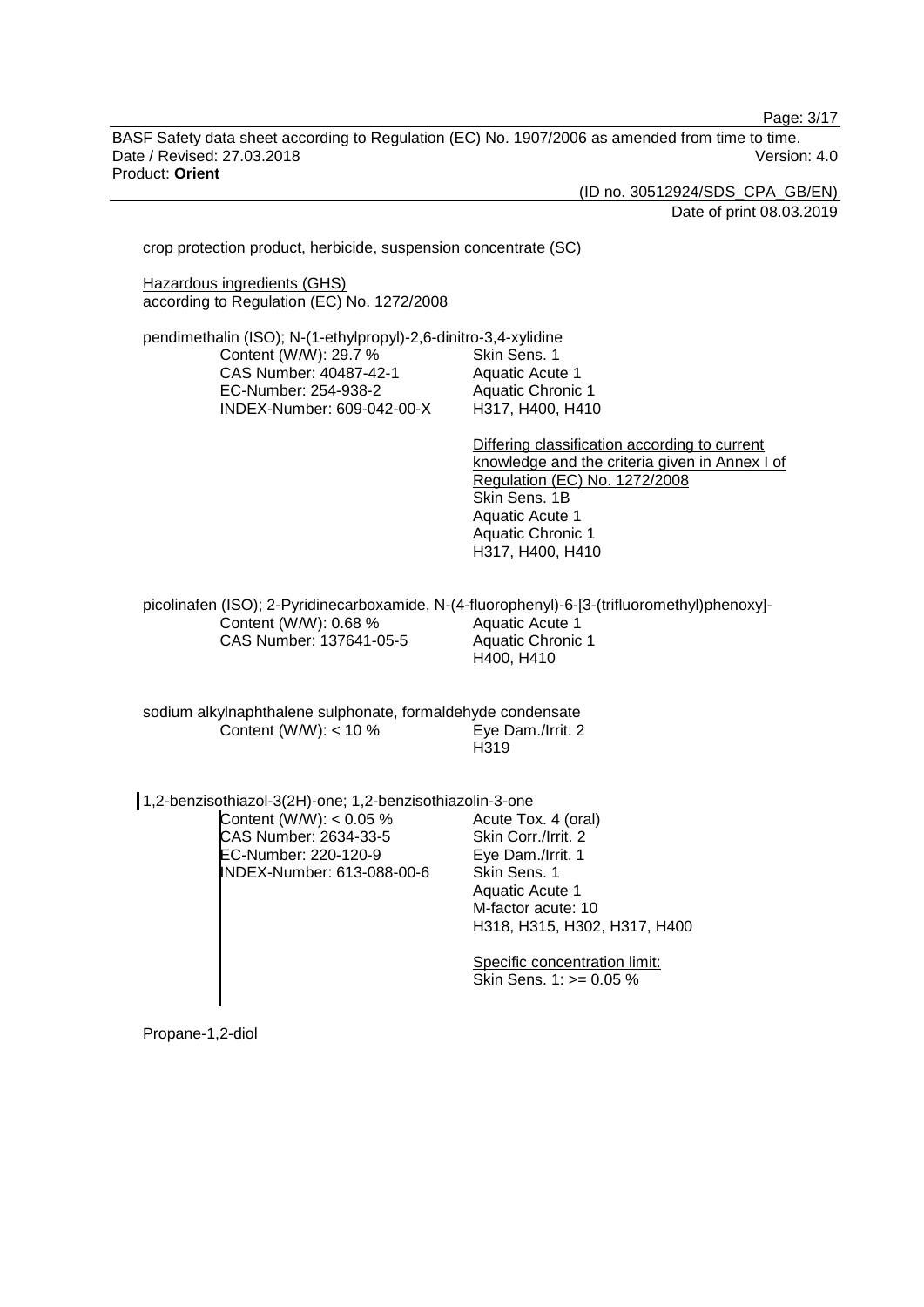crop protection product, herbicide, suspension concentrate (SC)

Hazardous ingredients (GHS)
according to Regulation (EC) No. 1272/2008

pendimethalin (ISO); N-(1-ethylpropyl)-2,6-dinitro-3,4-xylidine

| | |
|---|---|
| Content (W/W): 29.7 % | Skin Sens. 1 |
| CAS Number: 40487-42-1 | Aquatic Acute 1 |
| EC-Number: 254-938-2 | Aquatic Chronic 1 |
| INDEX-Number: 609-042-00-X | H317, H400, H410 |

Differing classification according to current knowledge and the criteria given in Annex I of Regulation (EC) No. 1272/2008
Skin Sens. 1B
Aquatic Acute 1
Aquatic Chronic 1
H317, H400, H410

picolinafen (ISO); 2-Pyridinecarboxamide, N-(4-fluorophenyl)-6-[3-(trifluoromethyl)phenoxy]-

| | |
|---|---|
| Content (W/W): 0.68 % | Aquatic Acute 1 |
| CAS Number: 137641-05-5 | Aquatic Chronic 1 |
| | H400, H410 |

sodium alkylnaphthalene sulphonate, formaldehyde condensate

| | |
|---|---|
| Content (W/W): < 10 % | Eye Dam./Irrit. 2 |
| | H319 |

1,2-benzisothiazol-3(2H)-one; 1,2-benzisothiazolin-3-one

| | |
|---|---|
| Content (W/W): < 0.05 % | Acute Tox. 4 (oral) |
| CAS Number: 2634-33-5 | Skin Corr./Irrit. 2 |
| EC-Number: 220-120-9 | Eye Dam./Irrit. 1 |
| INDEX-Number: 613-088-00-6 | Skin Sens. 1 |
| | Aquatic Acute 1 |
| | M-factor acute: 10 |
| | H318, H315, H302, H317, H400 |

Specific concentration limit:
Skin Sens. 1: >= 0.05 %

Propane-1,2-diol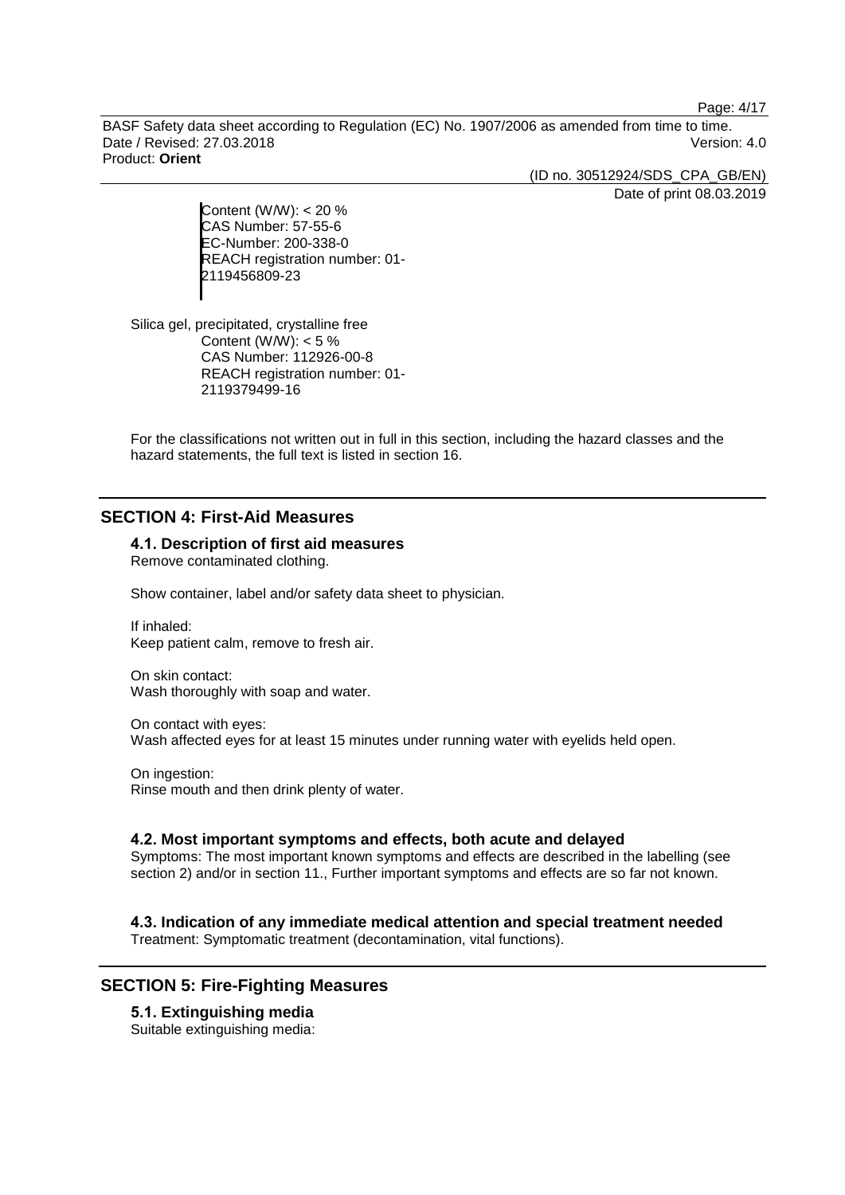Content (W/W): < 20 %
CAS Number: 57-55-6
EC-Number: 200-338-0
REACH registration number: 01-2119456809-23

Silica gel, precipitated, crystalline free
Content (W/W): < 5 %
CAS Number: 112926-00-8
REACH registration number: 01-2119379499-16

For the classifications not written out in full in this section, including the hazard classes and the hazard statements, the full text is listed in section 16.

## SECTION 4: First-Aid Measures

### 4.1. Description of first aid measures

Remove contaminated clothing.

Show container, label and/or safety data sheet to physician.

If inhaled:
Keep patient calm, remove to fresh air.

On skin contact:
Wash thoroughly with soap and water.

On contact with eyes:
Wash affected eyes for at least 15 minutes under running water with eyelids held open.

On ingestion:
Rinse mouth and then drink plenty of water.

### 4.2. Most important symptoms and effects, both acute and delayed

Symptoms: The most important known symptoms and effects are described in the labelling (see section 2) and/or in section 11., Further important symptoms and effects are so far not known.

### 4.3. Indication of any immediate medical attention and special treatment needed

Treatment: Symptomatic treatment (decontamination, vital functions).

## SECTION 5: Fire-Fighting Measures

### 5.1. Extinguishing media

Suitable extinguishing media: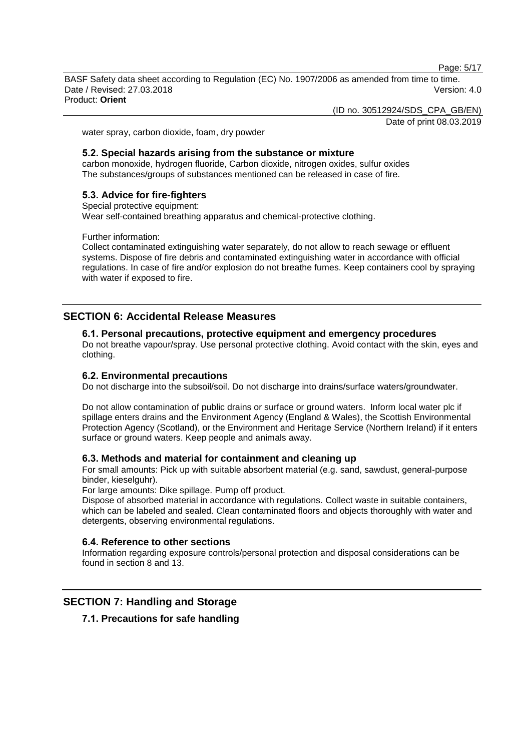water spray, carbon dioxide, foam, dry powder

### 5.2. Special hazards arising from the substance or mixture

carbon monoxide, hydrogen fluoride, Carbon dioxide, nitrogen oxides, sulfur oxides
The substances/groups of substances mentioned can be released in case of fire.

### 5.3. Advice for fire-fighters

Special protective equipment:
Wear self-contained breathing apparatus and chemical-protective clothing.

Further information:
Collect contaminated extinguishing water separately, do not allow to reach sewage or effluent systems. Dispose of fire debris and contaminated extinguishing water in accordance with official regulations. In case of fire and/or explosion do not breathe fumes. Keep containers cool by spraying with water if exposed to fire.

## SECTION 6: Accidental Release Measures

### 6.1. Personal precautions, protective equipment and emergency procedures

Do not breathe vapour/spray. Use personal protective clothing. Avoid contact with the skin, eyes and clothing.

### 6.2. Environmental precautions

Do not discharge into the subsoil/soil. Do not discharge into drains/surface waters/groundwater.

Do not allow contamination of public drains or surface or ground waters. Inform local water plc if spillage enters drains and the Environment Agency (England & Wales), the Scottish Environmental Protection Agency (Scotland), or the Environment and Heritage Service (Northern Ireland) if it enters surface or ground waters. Keep people and animals away.

### 6.3. Methods and material for containment and cleaning up

For small amounts: Pick up with suitable absorbent material (e.g. sand, sawdust, general-purpose binder, kieselguhr).
For large amounts: Dike spillage. Pump off product.
Dispose of absorbed material in accordance with regulations. Collect waste in suitable containers, which can be labeled and sealed. Clean contaminated floors and objects thoroughly with water and detergents, observing environmental regulations.

### 6.4. Reference to other sections

Information regarding exposure controls/personal protection and disposal considerations can be found in section 8 and 13.

## SECTION 7: Handling and Storage

### 7.1. Precautions for safe handling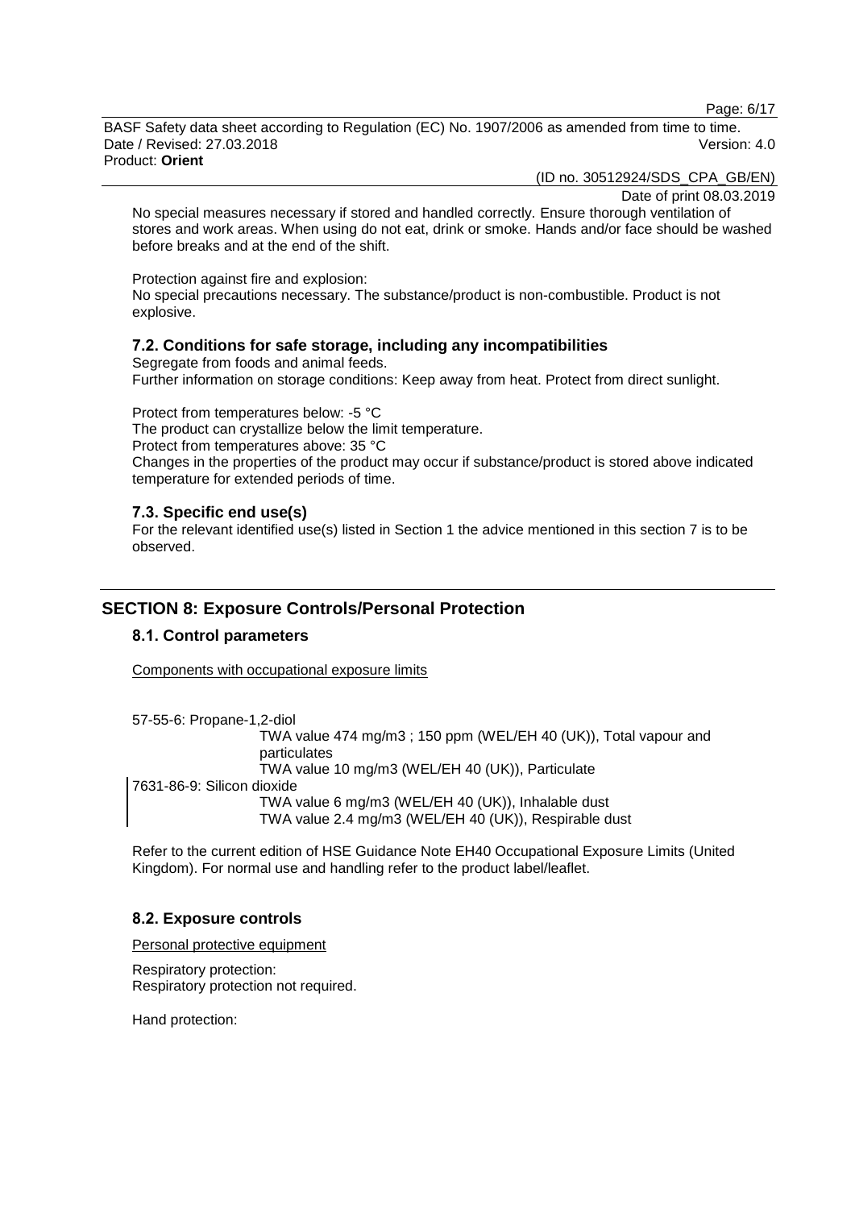No special measures necessary if stored and handled correctly. Ensure thorough ventilation of stores and work areas. When using do not eat, drink or smoke. Hands and/or face should be washed before breaks and at the end of the shift.

Protection against fire and explosion:
No special precautions necessary. The substance/product is non-combustible. Product is not explosive.

### 7.2. Conditions for safe storage, including any incompatibilities

Segregate from foods and animal feeds.
Further information on storage conditions: Keep away from heat. Protect from direct sunlight.

Protect from temperatures below: -5 °C
The product can crystallize below the limit temperature.
Protect from temperatures above: 35 °C
Changes in the properties of the product may occur if substance/product is stored above indicated temperature for extended periods of time.

### 7.3. Specific end use(s)

For the relevant identified use(s) listed in Section 1 the advice mentioned in this section 7 is to be observed.

## SECTION 8: Exposure Controls/Personal Protection

### 8.1. Control parameters

Components with occupational exposure limits

57-55-6: Propane-1,2-diol
TWA value 474 mg/m3 ; 150 ppm (WEL/EH 40 (UK)), Total vapour and particulates
TWA value 10 mg/m3 (WEL/EH 40 (UK)), Particulate

7631-86-9: Silicon dioxide
TWA value 6 mg/m3 (WEL/EH 40 (UK)), Inhalable dust
TWA value 2.4 mg/m3 (WEL/EH 40 (UK)), Respirable dust

Refer to the current edition of HSE Guidance Note EH40 Occupational Exposure Limits (United Kingdom). For normal use and handling refer to the product label/leaflet.

### 8.2. Exposure controls

Personal protective equipment

Respiratory protection:
Respiratory protection not required.

Hand protection: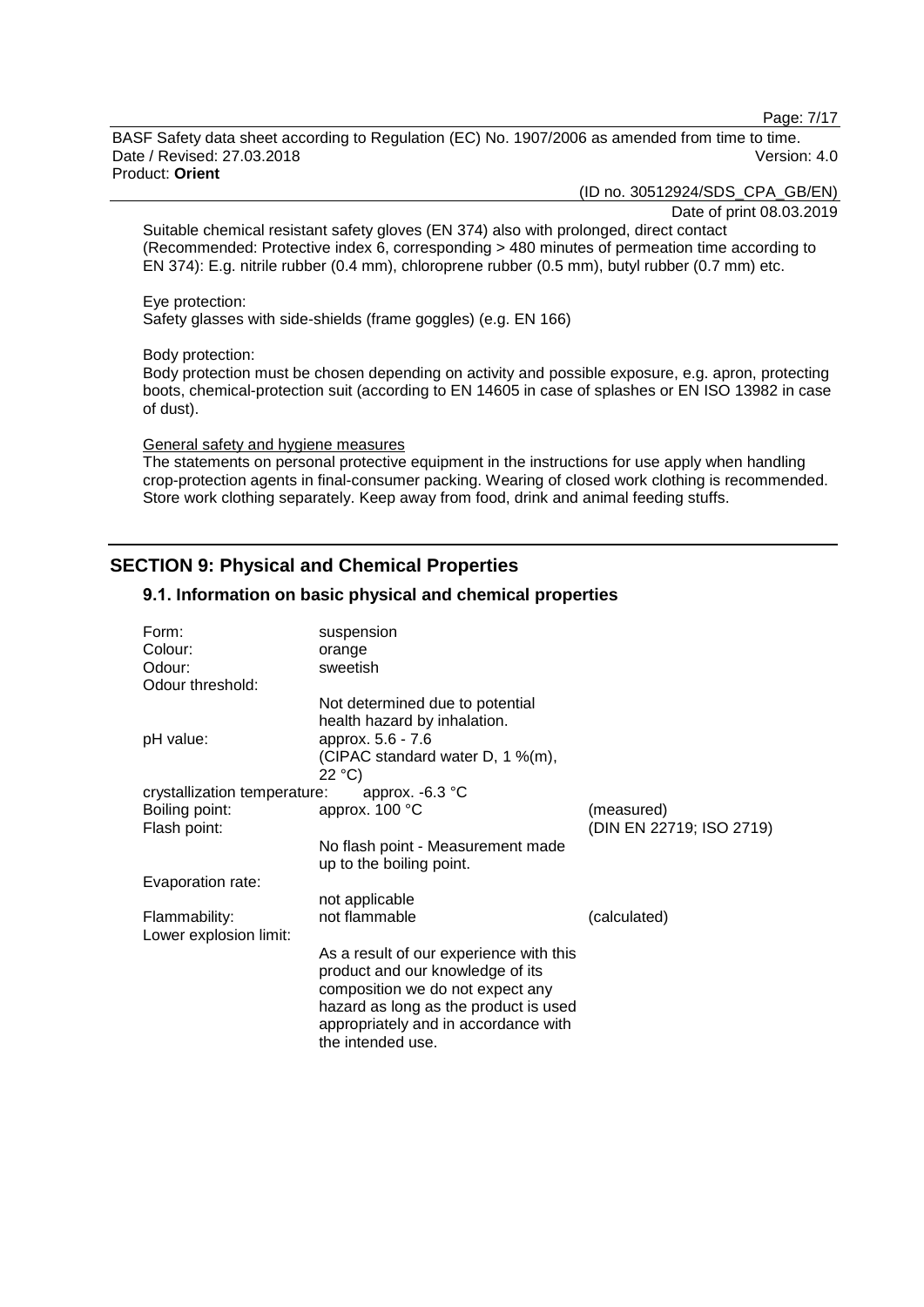Suitable chemical resistant safety gloves (EN 374) also with prolonged, direct contact (Recommended: Protective index 6, corresponding > 480 minutes of permeation time according to EN 374): E.g. nitrile rubber (0.4 mm), chloroprene rubber (0.5 mm), butyl rubber (0.7 mm) etc.

Eye protection:
Safety glasses with side-shields (frame goggles) (e.g. EN 166)

Body protection:
Body protection must be chosen depending on activity and possible exposure, e.g. apron, protecting boots, chemical-protection suit (according to EN 14605 in case of splashes or EN ISO 13982 in case of dust).

General safety and hygiene measures
The statements on personal protective equipment in the instructions for use apply when handling crop-protection agents in final-consumer packing. Wearing of closed work clothing is recommended. Store work clothing separately. Keep away from food, drink and animal feeding stuffs.

## SECTION 9: Physical and Chemical Properties

### 9.1. Information on basic physical and chemical properties

| | | |
|---|---|---|
| Form: | suspension | |
| Colour: | orange | |
| Odour: | sweetish | |
| Odour threshold: | Not determined due to potential health hazard by inhalation. | |
| pH value: | approx. 5.6 - 7.6 (CIPAC standard water D, 1 %(m), 22 °C) | |
| crystallization temperature: | approx. -6.3 °C | |
| Boiling point: | approx. 100 °C | (measured) |
| Flash point: | No flash point - Measurement made up to the boiling point. | (DIN EN 22719; ISO 2719) |
| Evaporation rate: | not applicable | |
| Flammability: | not flammable | (calculated) |
| Lower explosion limit: | As a result of our experience with this product and our knowledge of its composition we do not expect any hazard as long as the product is used appropriately and in accordance with the intended use. | |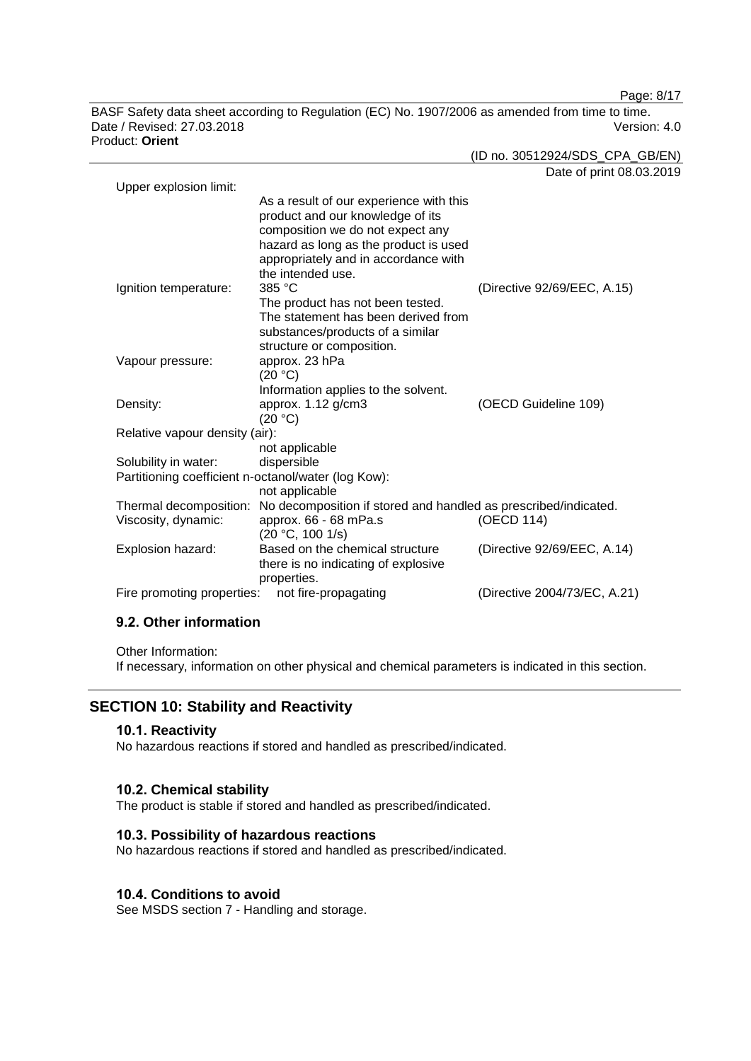| | | |
|---|---|---|
| Upper explosion limit: | As a result of our experience with this product and our knowledge of its composition we do not expect any hazard as long as the product is used appropriately and in accordance with the intended use. | |
| Ignition temperature: | 385 °C<br>The product has not been tested. The statement has been derived from substances/products of a similar structure or composition. | (Directive 92/69/EEC, A.15) |
| Vapour pressure: | approx. 23 hPa<br>(20 °C)<br>Information applies to the solvent. | |
| Density: | approx. 1.12 g/cm3<br>(20 °C) | (OECD Guideline 109) |
| Relative vapour density (air): | not applicable | |
| Solubility in water: | dispersible | |
| Partitioning coefficient n-octanol/water (log Kow): | not applicable | |
| Thermal decomposition: | No decomposition if stored and handled as prescribed/indicated. | |
| Viscosity, dynamic: | approx. 66 - 68 mPa.s<br>(20 °C, 100 1/s) | (OECD 114) |
| Explosion hazard: | Based on the chemical structure there is no indicating of explosive properties. | (Directive 92/69/EEC, A.14) |
| Fire promoting properties: | not fire-propagating | (Directive 2004/73/EC, A.21) |

### 9.2. Other information

Other Information:
If necessary, information on other physical and chemical parameters is indicated in this section.

## SECTION 10: Stability and Reactivity

### 10.1. Reactivity

No hazardous reactions if stored and handled as prescribed/indicated.

### 10.2. Chemical stability

The product is stable if stored and handled as prescribed/indicated.

### 10.3. Possibility of hazardous reactions

No hazardous reactions if stored and handled as prescribed/indicated.

### 10.4. Conditions to avoid

See MSDS section 7 - Handling and storage.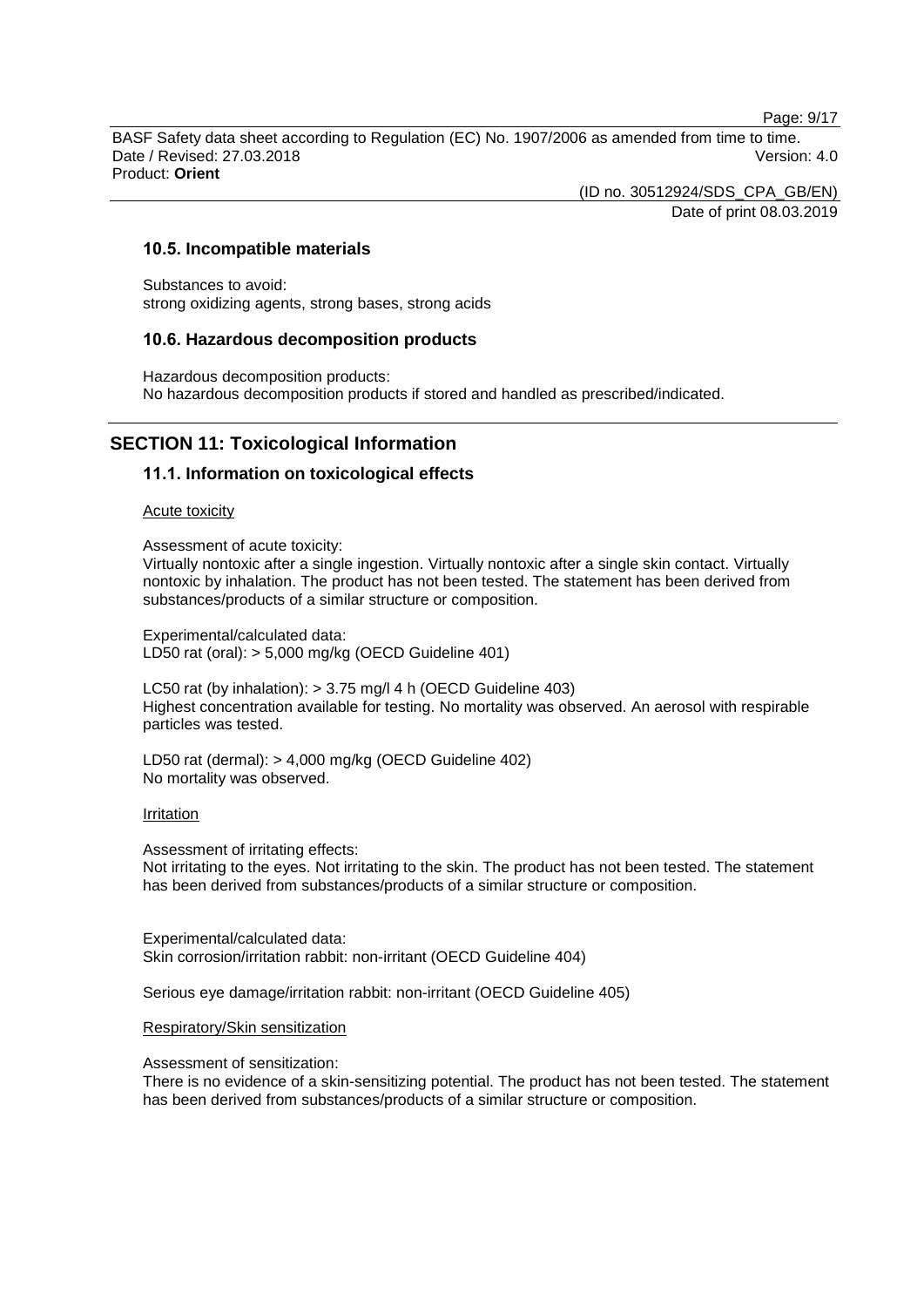### 10.5. Incompatible materials

Substances to avoid:
strong oxidizing agents, strong bases, strong acids

### 10.6. Hazardous decomposition products

Hazardous decomposition products:
No hazardous decomposition products if stored and handled as prescribed/indicated.

## SECTION 11: Toxicological Information

### 11.1. Information on toxicological effects

Acute toxicity

Assessment of acute toxicity:
Virtually nontoxic after a single ingestion. Virtually nontoxic after a single skin contact. Virtually nontoxic by inhalation. The product has not been tested. The statement has been derived from substances/products of a similar structure or composition.

Experimental/calculated data:
LD50 rat (oral): > 5,000 mg/kg (OECD Guideline 401)

LC50 rat (by inhalation): > 3.75 mg/l 4 h (OECD Guideline 403)
Highest concentration available for testing. No mortality was observed. An aerosol with respirable particles was tested.

LD50 rat (dermal): > 4,000 mg/kg (OECD Guideline 402)
No mortality was observed.

Irritation

Assessment of irritating effects:
Not irritating to the eyes. Not irritating to the skin. The product has not been tested. The statement has been derived from substances/products of a similar structure or composition.

Experimental/calculated data:
Skin corrosion/irritation rabbit: non-irritant (OECD Guideline 404)

Serious eye damage/irritation rabbit: non-irritant (OECD Guideline 405)

Respiratory/Skin sensitization

Assessment of sensitization:
There is no evidence of a skin-sensitizing potential. The product has not been tested. The statement has been derived from substances/products of a similar structure or composition.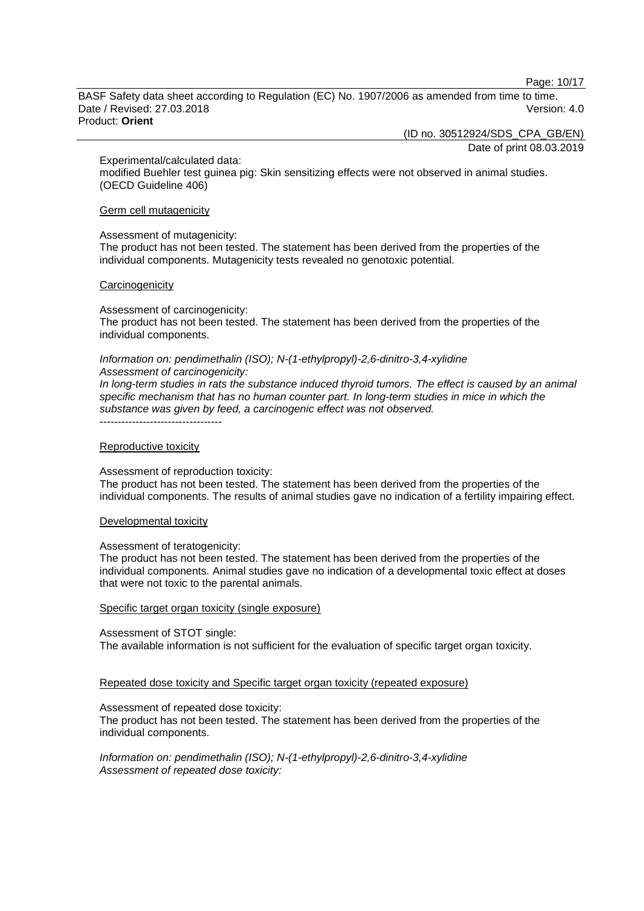Experimental/calculated data:
modified Buehler test guinea pig: Skin sensitizing effects were not observed in animal studies. (OECD Guideline 406)

Germ cell mutagenicity

Assessment of mutagenicity:
The product has not been tested. The statement has been derived from the properties of the individual components. Mutagenicity tests revealed no genotoxic potential.

Carcinogenicity

Assessment of carcinogenicity:
The product has not been tested. The statement has been derived from the properties of the individual components.

*Information on: pendimethalin (ISO); N-(1-ethylpropyl)-2,6-dinitro-3,4-xylidine*
*Assessment of carcinogenicity:*
*In long-term studies in rats the substance induced thyroid tumors. The effect is caused by an animal specific mechanism that has no human counter part. In long-term studies in mice in which the substance was given by feed, a carcinogenic effect was not observed.*
----------------------------------

Reproductive toxicity

Assessment of reproduction toxicity:
The product has not been tested. The statement has been derived from the properties of the individual components. The results of animal studies gave no indication of a fertility impairing effect.

Developmental toxicity

Assessment of teratogenicity:
The product has not been tested. The statement has been derived from the properties of the individual components. Animal studies gave no indication of a developmental toxic effect at doses that were not toxic to the parental animals.

Specific target organ toxicity (single exposure)

Assessment of STOT single:
The available information is not sufficient for the evaluation of specific target organ toxicity.

Repeated dose toxicity and Specific target organ toxicity (repeated exposure)

Assessment of repeated dose toxicity:
The product has not been tested. The statement has been derived from the properties of the individual components.

*Information on: pendimethalin (ISO); N-(1-ethylpropyl)-2,6-dinitro-3,4-xylidine*
*Assessment of repeated dose toxicity:*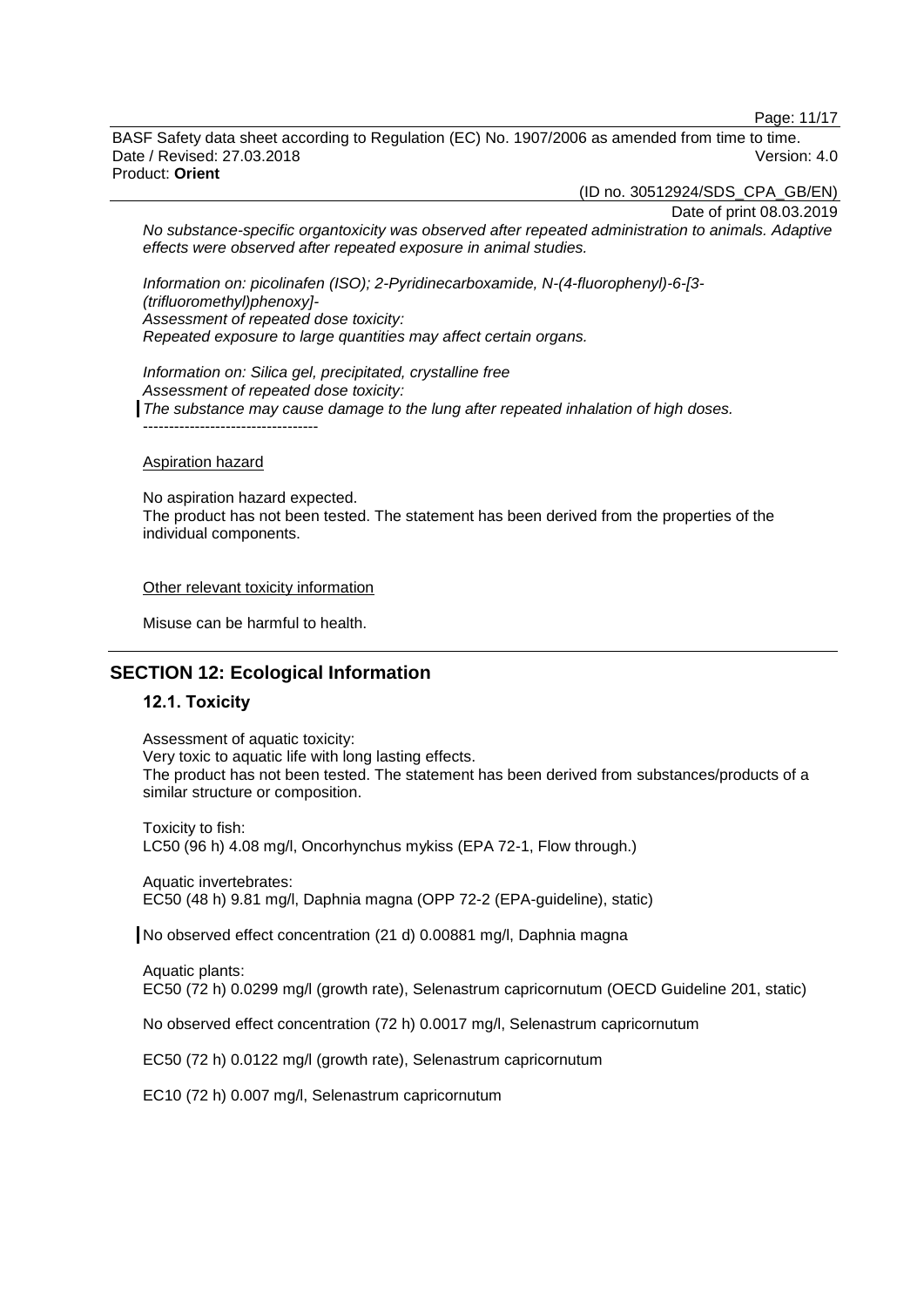*No substance-specific organtoxicity was observed after repeated administration to animals. Adaptive effects were observed after repeated exposure in animal studies.*

*Information on: picolinafen (ISO); 2-Pyridinecarboxamide, N-(4-fluorophenyl)-6-[3-(trifluoromethyl)phenoxy]-*
*Assessment of repeated dose toxicity:*
*Repeated exposure to large quantities may affect certain organs.*

*Information on: Silica gel, precipitated, crystalline free*
*Assessment of repeated dose toxicity:*
*The substance may cause damage to the lung after repeated inhalation of high doses.*
----------------------------------

Aspiration hazard

No aspiration hazard expected.
The product has not been tested. The statement has been derived from the properties of the individual components.

Other relevant toxicity information

Misuse can be harmful to health.

## SECTION 12: Ecological Information

### 12.1. Toxicity

Assessment of aquatic toxicity:
Very toxic to aquatic life with long lasting effects.
The product has not been tested. The statement has been derived from substances/products of a similar structure or composition.

Toxicity to fish:
LC50 (96 h) 4.08 mg/l, Oncorhynchus mykiss (EPA 72-1, Flow through.)

Aquatic invertebrates:
EC50 (48 h) 9.81 mg/l, Daphnia magna (OPP 72-2 (EPA-guideline), static)

No observed effect concentration (21 d) 0.00881 mg/l, Daphnia magna

Aquatic plants:
EC50 (72 h) 0.0299 mg/l (growth rate), Selenastrum capricornutum (OECD Guideline 201, static)

No observed effect concentration (72 h) 0.0017 mg/l, Selenastrum capricornutum

EC50 (72 h) 0.0122 mg/l (growth rate), Selenastrum capricornutum

EC10 (72 h) 0.007 mg/l, Selenastrum capricornutum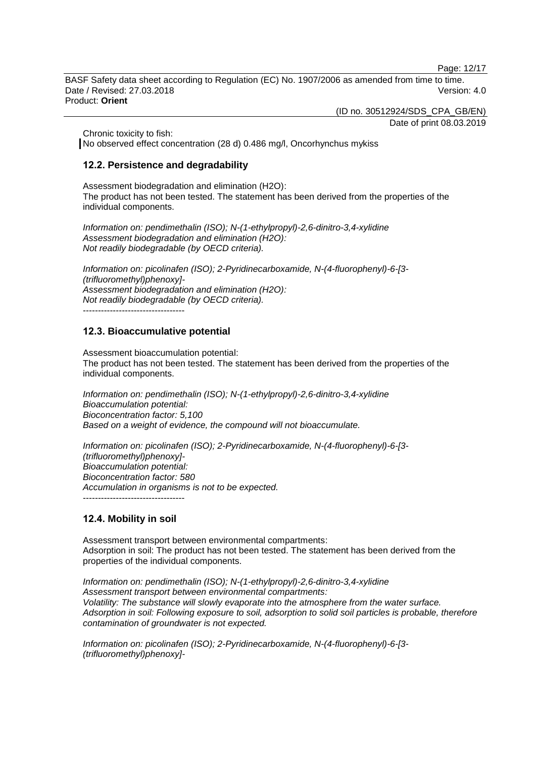Chronic toxicity to fish:
No observed effect concentration (28 d) 0.486 mg/l, Oncorhynchus mykiss

## 12.2. Persistence and degradability

Assessment biodegradation and elimination (H2O):
The product has not been tested. The statement has been derived from the properties of the individual components.

*Information on: pendimethalin (ISO); N-(1-ethylpropyl)-2,6-dinitro-3,4-xylidine*
*Assessment biodegradation and elimination (H2O):*
*Not readily biodegradable (by OECD criteria).*

*Information on: picolinafen (ISO); 2-Pyridinecarboxamide, N-(4-fluorophenyl)-6-[3-(trifluoromethyl)phenoxy]-*
*Assessment biodegradation and elimination (H2O):*
*Not readily biodegradable (by OECD criteria).*
----------------------------------

## 12.3. Bioaccumulative potential

Assessment bioaccumulation potential:
The product has not been tested. The statement has been derived from the properties of the individual components.

*Information on: pendimethalin (ISO); N-(1-ethylpropyl)-2,6-dinitro-3,4-xylidine*
*Bioaccumulation potential:*
*Bioconcentration factor: 5,100*
*Based on a weight of evidence, the compound will not bioaccumulate.*

*Information on: picolinafen (ISO); 2-Pyridinecarboxamide, N-(4-fluorophenyl)-6-[3-(trifluoromethyl)phenoxy]-*
*Bioaccumulation potential:*
*Bioconcentration factor: 580*
*Accumulation in organisms is not to be expected.*
----------------------------------

## 12.4. Mobility in soil

Assessment transport between environmental compartments:
Adsorption in soil: The product has not been tested. The statement has been derived from the properties of the individual components.

*Information on: pendimethalin (ISO); N-(1-ethylpropyl)-2,6-dinitro-3,4-xylidine*
*Assessment transport between environmental compartments:*
*Volatility: The substance will slowly evaporate into the atmosphere from the water surface.*
*Adsorption in soil: Following exposure to soil, adsorption to solid soil particles is probable, therefore contamination of groundwater is not expected.*

*Information on: picolinafen (ISO); 2-Pyridinecarboxamide, N-(4-fluorophenyl)-6-[3-(trifluoromethyl)phenoxy]-*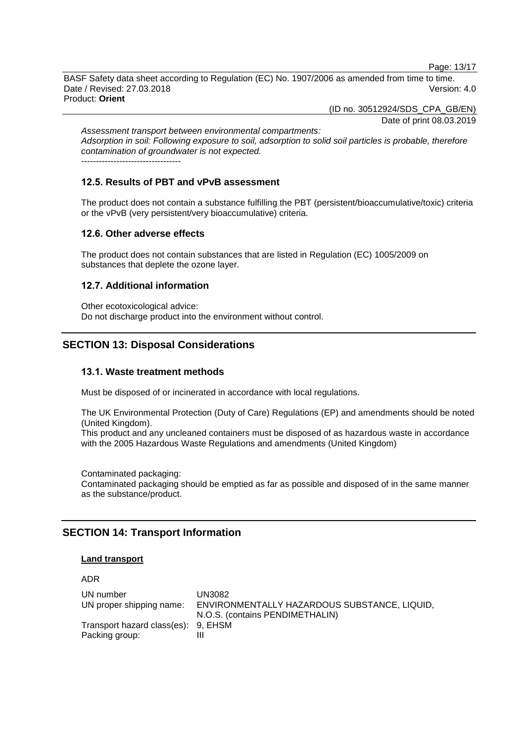*Assessment transport between environmental compartments:*
*Adsorption in soil: Following exposure to soil, adsorption to solid soil particles is probable, therefore contamination of groundwater is not expected.*
----------------------------------

### 12.5. Results of PBT and vPvB assessment

The product does not contain a substance fulfilling the PBT (persistent/bioaccumulative/toxic) criteria or the vPvB (very persistent/very bioaccumulative) criteria.

### 12.6. Other adverse effects

The product does not contain substances that are listed in Regulation (EC) 1005/2009 on substances that deplete the ozone layer.

### 12.7. Additional information

Other ecotoxicological advice:
Do not discharge product into the environment without control.

## SECTION 13: Disposal Considerations

### 13.1. Waste treatment methods

Must be disposed of or incinerated in accordance with local regulations.

The UK Environmental Protection (Duty of Care) Regulations (EP) and amendments should be noted (United Kingdom).
This product and any uncleaned containers must be disposed of as hazardous waste in accordance with the 2005 Hazardous Waste Regulations and amendments (United Kingdom)

Contaminated packaging:
Contaminated packaging should be emptied as far as possible and disposed of in the same manner as the substance/product.

## SECTION 14: Transport Information

**Land transport**

ADR

| | |
|---|---|
| UN number | UN3082 |
| UN proper shipping name: | ENVIRONMENTALLY HAZARDOUS SUBSTANCE, LIQUID, N.O.S. (contains PENDIMETHALIN) |
| Transport hazard class(es): | 9, EHSM |
| Packing group: | III |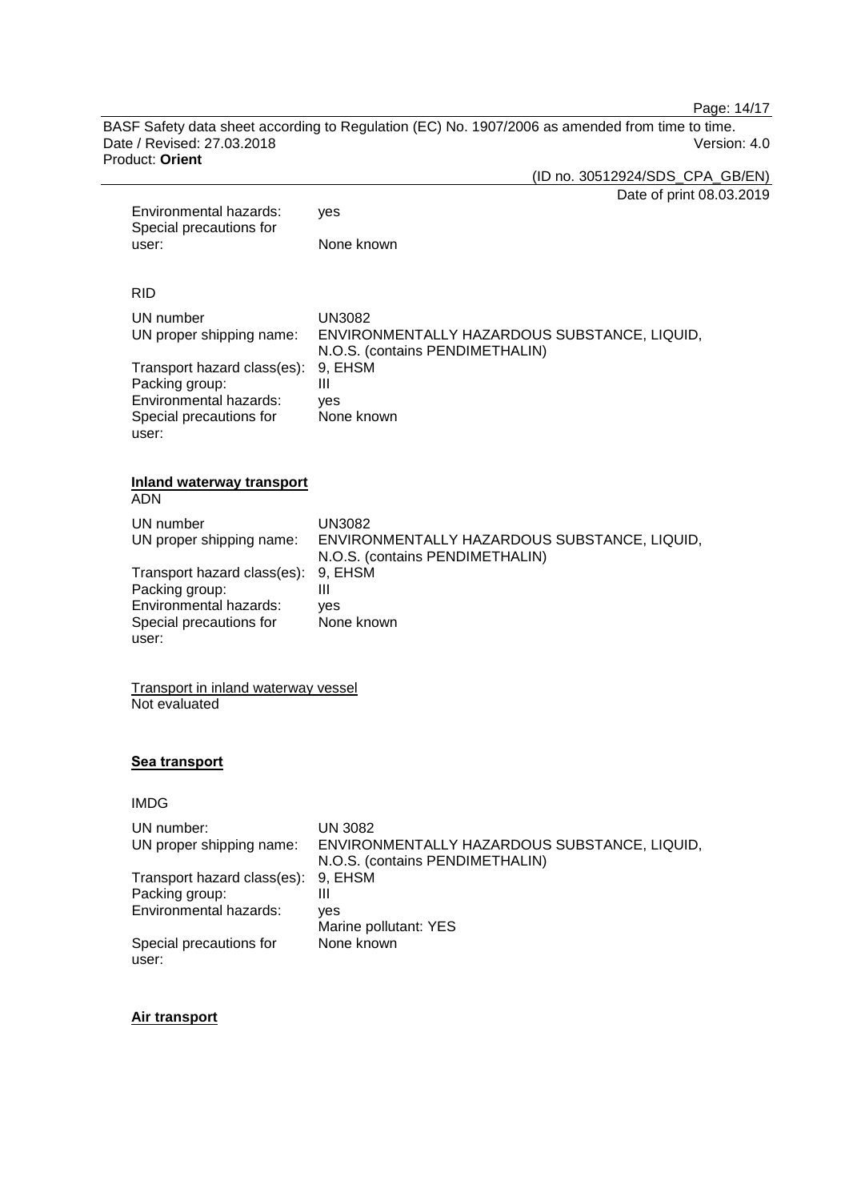| | |
|---|---|
| Environmental hazards: | yes |
| Special precautions for user: | None known |

RID

| | |
|---|---|
| UN number | UN3082 |
| UN proper shipping name: | ENVIRONMENTALLY HAZARDOUS SUBSTANCE, LIQUID, N.O.S. (contains PENDIMETHALIN) |
| Transport hazard class(es): | 9, EHSM |
| Packing group: | III |
| Environmental hazards: | yes |
| Special precautions for user: | None known |

**Inland waterway transport**

ADN

| | |
|---|---|
| UN number | UN3082 |
| UN proper shipping name: | ENVIRONMENTALLY HAZARDOUS SUBSTANCE, LIQUID, N.O.S. (contains PENDIMETHALIN) |
| Transport hazard class(es): | 9, EHSM |
| Packing group: | III |
| Environmental hazards: | yes |
| Special precautions for user: | None known |

Transport in inland waterway vessel

Not evaluated

**Sea transport**

IMDG

| | |
|---|---|
| UN number: | UN 3082 |
| UN proper shipping name: | ENVIRONMENTALLY HAZARDOUS SUBSTANCE, LIQUID, N.O.S. (contains PENDIMETHALIN) |
| Transport hazard class(es): | 9, EHSM |
| Packing group: | III |
| Environmental hazards: | yes<br>Marine pollutant: YES |
| Special precautions for user: | None known |

**Air transport**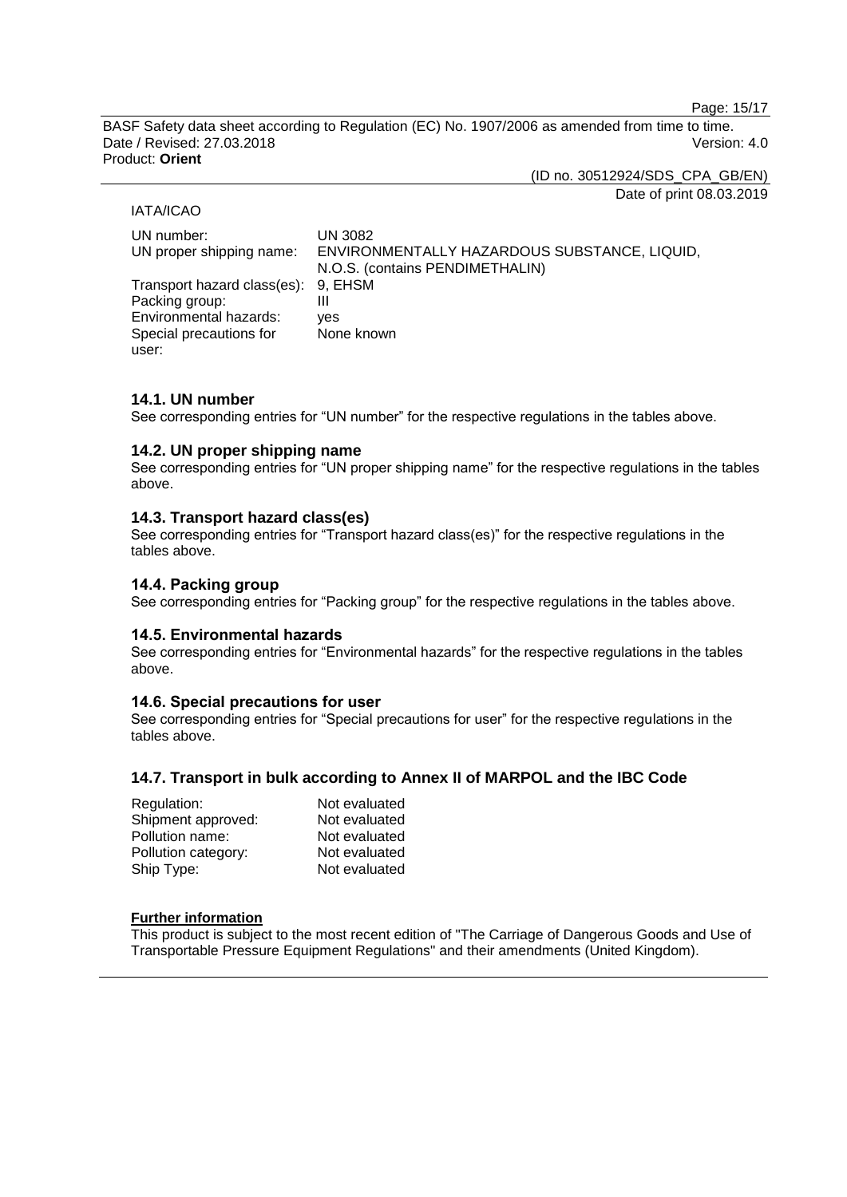IATA/ICAO

| | |
|---|---|
| UN number: | UN 3082 |
| UN proper shipping name: | ENVIRONMENTALLY HAZARDOUS SUBSTANCE, LIQUID, N.O.S. (contains PENDIMETHALIN) |
| Transport hazard class(es): | 9, EHSM |
| Packing group: | III |
| Environmental hazards: | yes |
| Special precautions for user: | None known |

### 14.1. UN number

See corresponding entries for “UN number” for the respective regulations in the tables above.

### 14.2. UN proper shipping name

See corresponding entries for “UN proper shipping name” for the respective regulations in the tables above.

### 14.3. Transport hazard class(es)

See corresponding entries for “Transport hazard class(es)” for the respective regulations in the tables above.

### 14.4. Packing group

See corresponding entries for “Packing group” for the respective regulations in the tables above.

### 14.5. Environmental hazards

See corresponding entries for “Environmental hazards” for the respective regulations in the tables above.

### 14.6. Special precautions for user

See corresponding entries for “Special precautions for user” for the respective regulations in the tables above.

### 14.7. Transport in bulk according to Annex II of MARPOL and the IBC Code

| | |
|---|---|
| Regulation: | Not evaluated |
| Shipment approved: | Not evaluated |
| Pollution name: | Not evaluated |
| Pollution category: | Not evaluated |
| Ship Type: | Not evaluated |

**Further information**

This product is subject to the most recent edition of "The Carriage of Dangerous Goods and Use of Transportable Pressure Equipment Regulations" and their amendments (United Kingdom).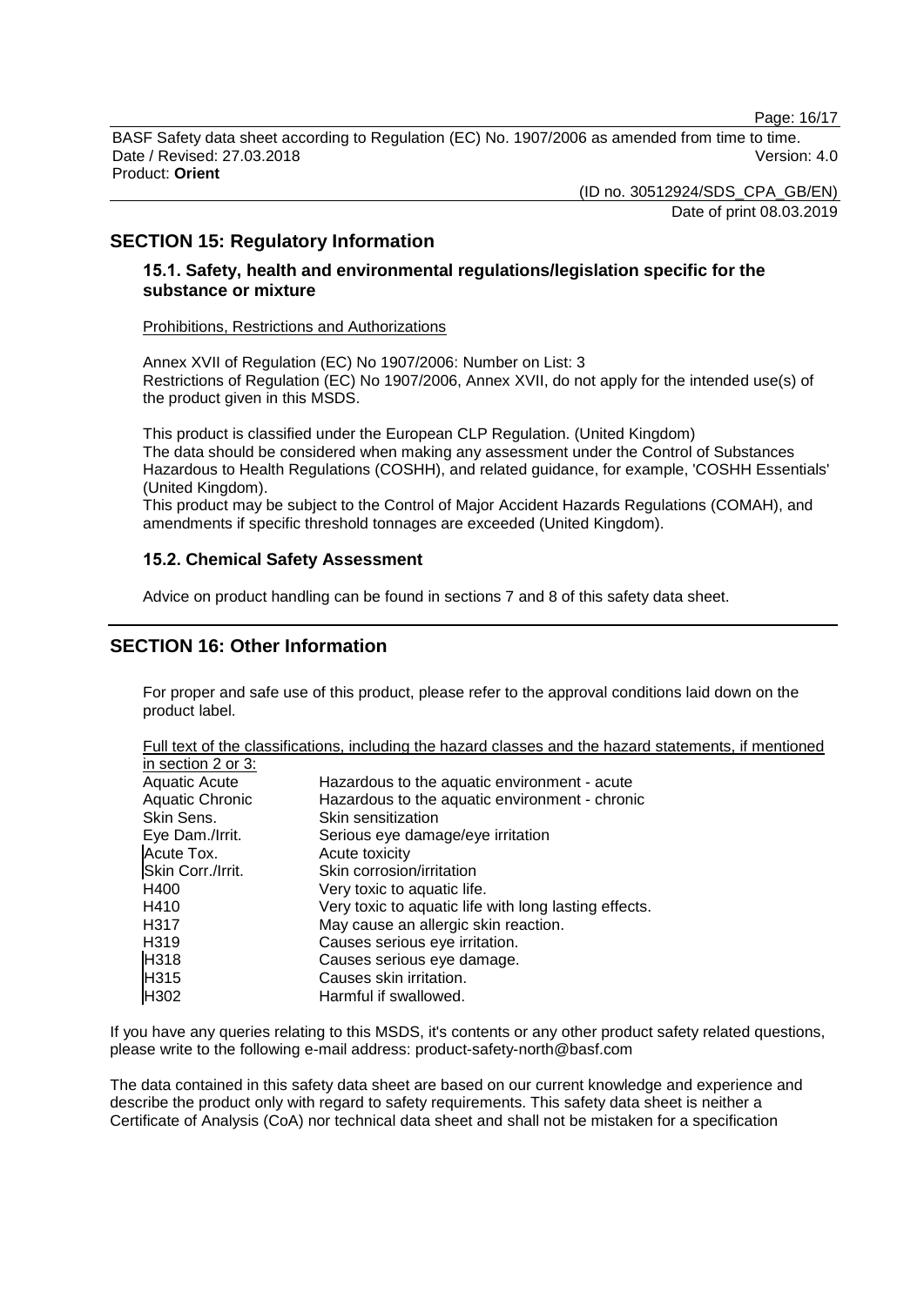## SECTION 15: Regulatory Information

### 15.1. Safety, health and environmental regulations/legislation specific for the substance or mixture

Prohibitions, Restrictions and Authorizations

Annex XVII of Regulation (EC) No 1907/2006: Number on List: 3
Restrictions of Regulation (EC) No 1907/2006, Annex XVII, do not apply for the intended use(s) of the product given in this MSDS.

This product is classified under the European CLP Regulation. (United Kingdom)
The data should be considered when making any assessment under the Control of Substances Hazardous to Health Regulations (COSHH), and related guidance, for example, 'COSHH Essentials' (United Kingdom).
This product may be subject to the Control of Major Accident Hazards Regulations (COMAH), and amendments if specific threshold tonnages are exceeded (United Kingdom).

### 15.2. Chemical Safety Assessment

Advice on product handling can be found in sections 7 and 8 of this safety data sheet.

## SECTION 16: Other Information

For proper and safe use of this product, please refer to the approval conditions laid down on the product label.

Full text of the classifications, including the hazard classes and the hazard statements, if mentioned in section 2 or 3:

| | |
|---|---|
| Aquatic Acute | Hazardous to the aquatic environment - acute |
| Aquatic Chronic | Hazardous to the aquatic environment - chronic |
| Skin Sens. | Skin sensitization |
| Eye Dam./Irrit. | Serious eye damage/eye irritation |
| Acute Tox. | Acute toxicity |
| Skin Corr./Irrit. | Skin corrosion/irritation |
| H400 | Very toxic to aquatic life. |
| H410 | Very toxic to aquatic life with long lasting effects. |
| H317 | May cause an allergic skin reaction. |
| H319 | Causes serious eye irritation. |
| H318 | Causes serious eye damage. |
| H315 | Causes skin irritation. |
| H302 | Harmful if swallowed. |

If you have any queries relating to this MSDS, it's contents or any other product safety related questions, please write to the following e-mail address: product-safety-north@basf.com

The data contained in this safety data sheet are based on our current knowledge and experience and describe the product only with regard to safety requirements. This safety data sheet is neither a Certificate of Analysis (CoA) nor technical data sheet and shall not be mistaken for a specification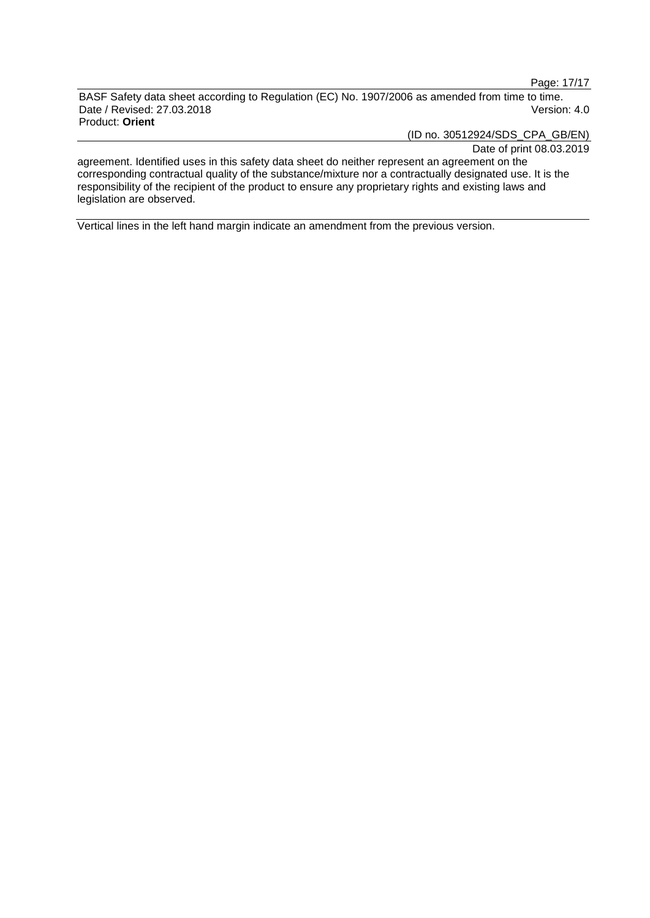agreement. Identified uses in this safety data sheet do neither represent an agreement on the corresponding contractual quality of the substance/mixture nor a contractually designated use. It is the responsibility of the recipient of the product to ensure any proprietary rights and existing laws and legislation are observed.

---

Vertical lines in the left hand margin indicate an amendment from the previous version.